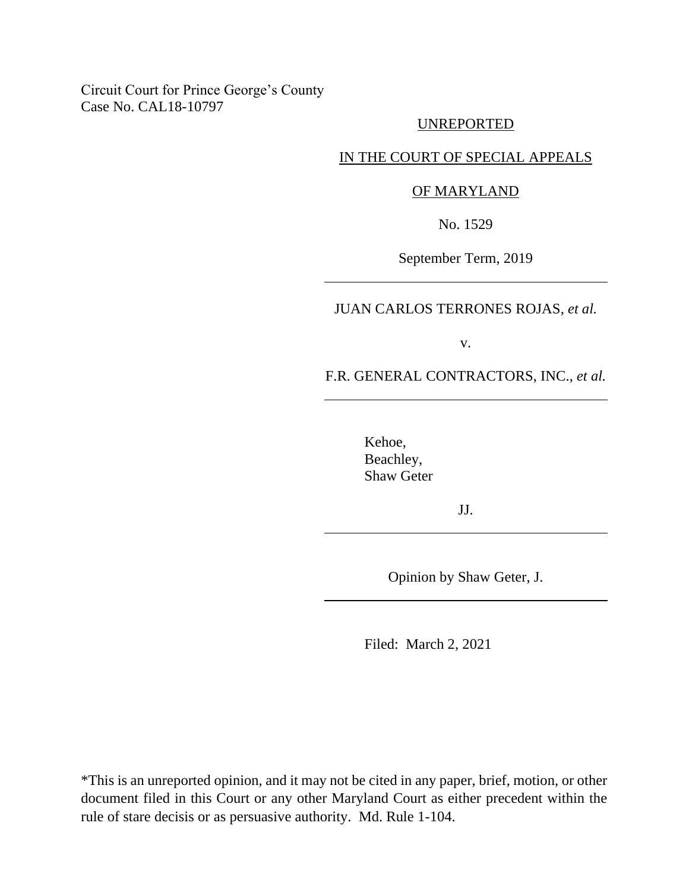Circuit Court for Prince George's County
Case No. CAL18-10797

UNREPORTED

IN THE COURT OF SPECIAL APPEALS

OF MARYLAND

No. 1529

September Term, 2019

---

JUAN CARLOS TERRONES ROJAS, *et al.*

v.

F.R. GENERAL CONTRACTORS, INC., *et al.*

---

Kehoe,
Beachley,
Shaw Geter

JJ.

---

Opinion by Shaw Geter, J.

---

Filed: March 2, 2021

*This is an unreported opinion, and it may not be cited in any paper, brief, motion, or other document filed in this Court or any other Maryland Court as either precedent within the rule of stare decisis or as persuasive authority. Md. Rule 1-104.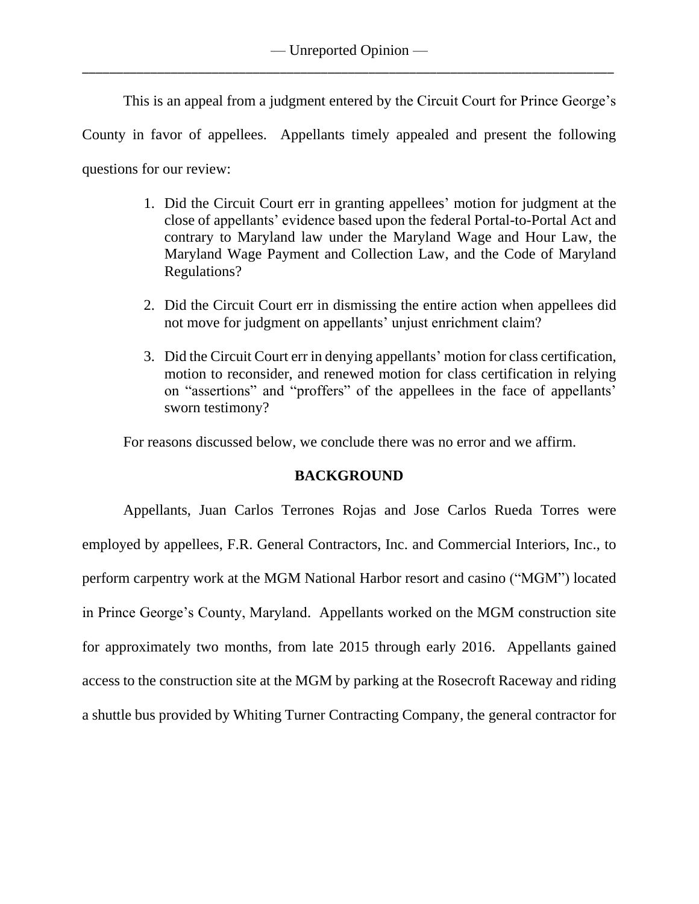This is an appeal from a judgment entered by the Circuit Court for Prince George's County in favor of appellees. Appellants timely appealed and present the following questions for our review:

> 1. Did the Circuit Court err in granting appellees' motion for judgment at the close of appellants' evidence based upon the federal Portal-to-Portal Act and contrary to Maryland law under the Maryland Wage and Hour Law, the Maryland Wage Payment and Collection Law, and the Code of Maryland Regulations?
>
> 2. Did the Circuit Court err in dismissing the entire action when appellees did not move for judgment on appellants' unjust enrichment claim?
>
> 3. Did the Circuit Court err in denying appellants' motion for class certification, motion to reconsider, and renewed motion for class certification in relying on "assertions" and "proffers" of the appellees in the face of appellants' sworn testimony?

For reasons discussed below, we conclude there was no error and we affirm.

## BACKGROUND

Appellants, Juan Carlos Terrones Rojas and Jose Carlos Rueda Torres were employed by appellees, F.R. General Contractors, Inc. and Commercial Interiors, Inc., to perform carpentry work at the MGM National Harbor resort and casino ("MGM") located in Prince George's County, Maryland. Appellants worked on the MGM construction site for approximately two months, from late 2015 through early 2016. Appellants gained access to the construction site at the MGM by parking at the Rosecroft Raceway and riding a shuttle bus provided by Whiting Turner Contracting Company, the general contractor for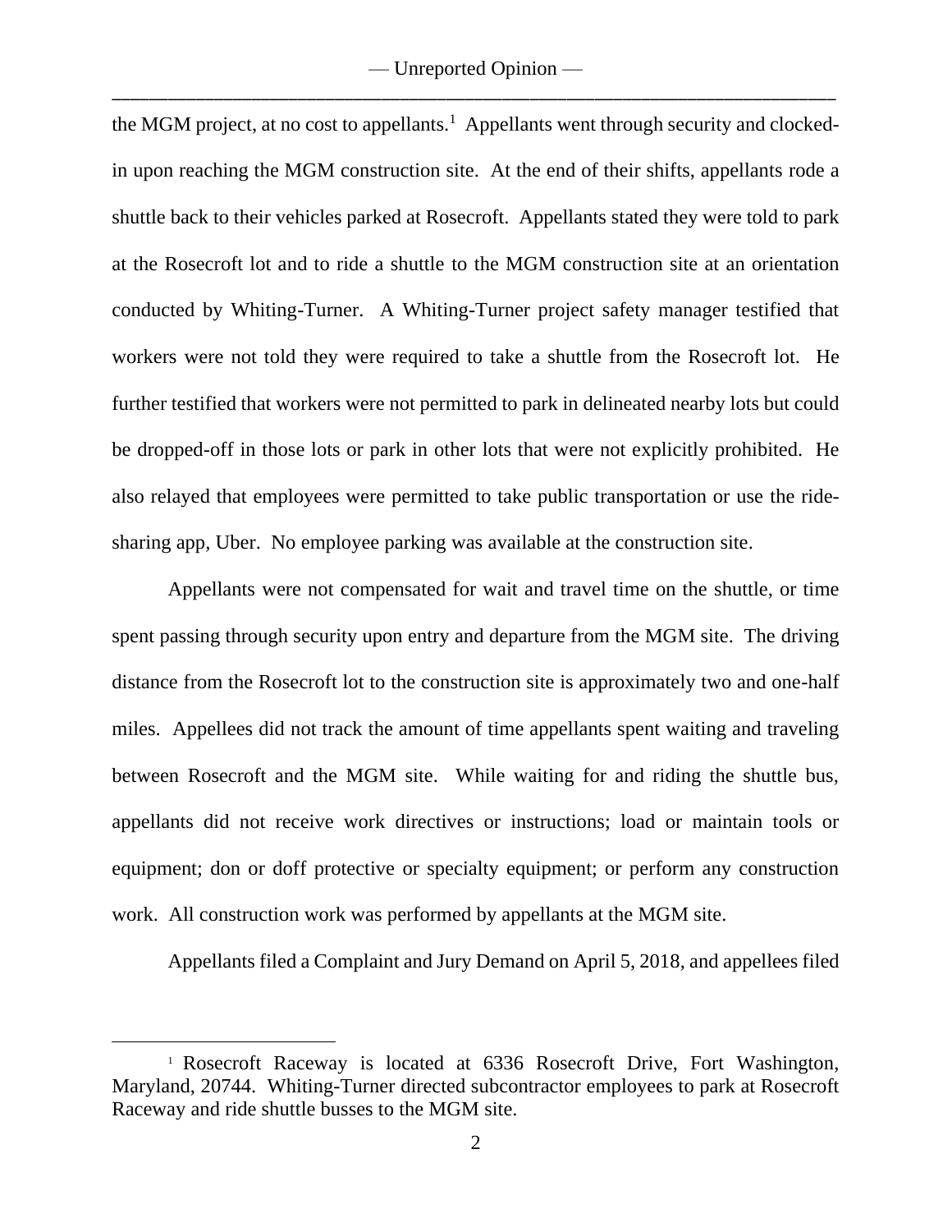the MGM project, at no cost to appellants.[1] Appellants went through security and clocked-in upon reaching the MGM construction site. At the end of their shifts, appellants rode a shuttle back to their vehicles parked at Rosecroft. Appellants stated they were told to park at the Rosecroft lot and to ride a shuttle to the MGM construction site at an orientation conducted by Whiting-Turner. A Whiting-Turner project safety manager testified that workers were not told they were required to take a shuttle from the Rosecroft lot. He further testified that workers were not permitted to park in delineated nearby lots but could be dropped-off in those lots or park in other lots that were not explicitly prohibited. He also relayed that employees were permitted to take public transportation or use the ride-sharing app, Uber. No employee parking was available at the construction site.

Appellants were not compensated for wait and travel time on the shuttle, or time spent passing through security upon entry and departure from the MGM site. The driving distance from the Rosecroft lot to the construction site is approximately two and one-half miles. Appellees did not track the amount of time appellants spent waiting and traveling between Rosecroft and the MGM site. While waiting for and riding the shuttle bus, appellants did not receive work directives or instructions; load or maintain tools or equipment; don or doff protective or specialty equipment; or perform any construction work. All construction work was performed by appellants at the MGM site.

Appellants filed a Complaint and Jury Demand on April 5, 2018, and appellees filed

---

[1] Rosecroft Raceway is located at 6336 Rosecroft Drive, Fort Washington, Maryland, 20744. Whiting-Turner directed subcontractor employees to park at Rosecroft Raceway and ride shuttle busses to the MGM site.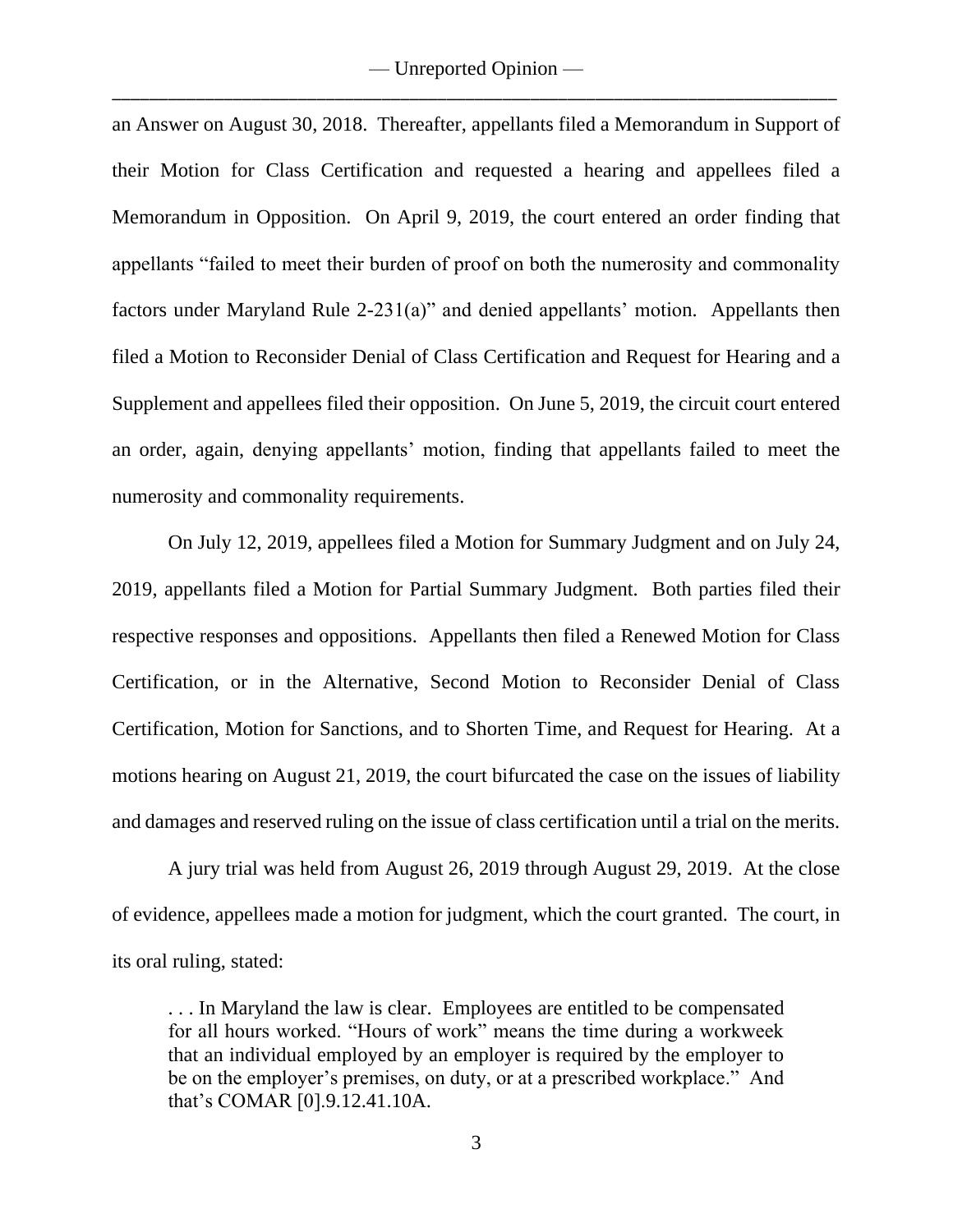an Answer on August 30, 2018. Thereafter, appellants filed a Memorandum in Support of their Motion for Class Certification and requested a hearing and appellees filed a Memorandum in Opposition. On April 9, 2019, the court entered an order finding that appellants "failed to meet their burden of proof on both the numerosity and commonality factors under Maryland Rule 2-231(a)" and denied appellants' motion. Appellants then filed a Motion to Reconsider Denial of Class Certification and Request for Hearing and a Supplement and appellees filed their opposition. On June 5, 2019, the circuit court entered an order, again, denying appellants' motion, finding that appellants failed to meet the numerosity and commonality requirements.

On July 12, 2019, appellees filed a Motion for Summary Judgment and on July 24, 2019, appellants filed a Motion for Partial Summary Judgment. Both parties filed their respective responses and oppositions. Appellants then filed a Renewed Motion for Class Certification, or in the Alternative, Second Motion to Reconsider Denial of Class Certification, Motion for Sanctions, and to Shorten Time, and Request for Hearing. At a motions hearing on August 21, 2019, the court bifurcated the case on the issues of liability and damages and reserved ruling on the issue of class certification until a trial on the merits.

A jury trial was held from August 26, 2019 through August 29, 2019. At the close of evidence, appellees made a motion for judgment, which the court granted. The court, in its oral ruling, stated:

> . . . In Maryland the law is clear. Employees are entitled to be compensated for all hours worked. "Hours of work" means the time during a workweek that an individual employed by an employer is required by the employer to be on the employer's premises, on duty, or at a prescribed workplace." And that's COMAR [0].9.12.41.10A.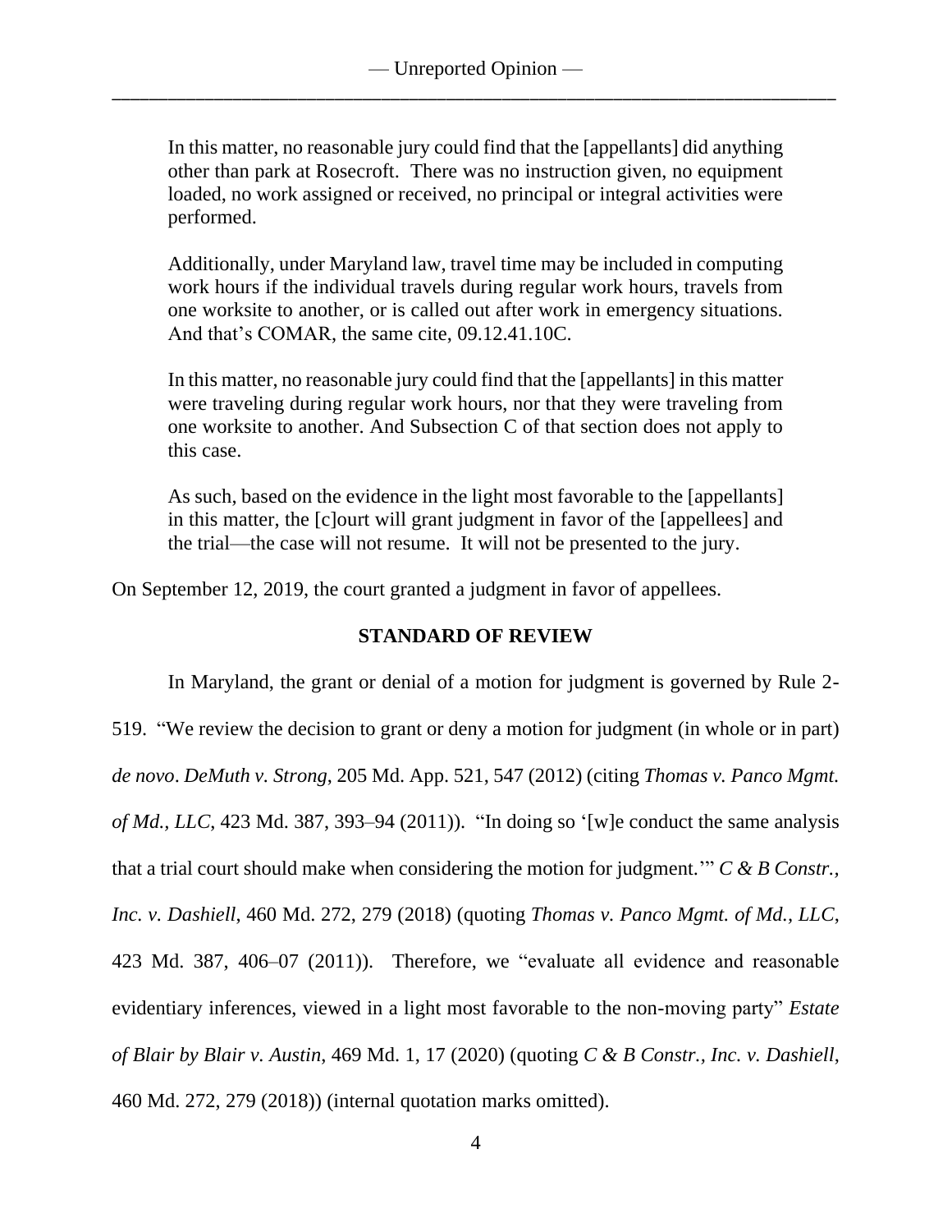> In this matter, no reasonable jury could find that the [appellants] did anything other than park at Rosecroft. There was no instruction given, no equipment loaded, no work assigned or received, no principal or integral activities were performed.
>
> Additionally, under Maryland law, travel time may be included in computing work hours if the individual travels during regular work hours, travels from one worksite to another, or is called out after work in emergency situations. And that's COMAR, the same cite, 09.12.41.10C.
>
> In this matter, no reasonable jury could find that the [appellants] in this matter were traveling during regular work hours, nor that they were traveling from one worksite to another. And Subsection C of that section does not apply to this case.
>
> As such, based on the evidence in the light most favorable to the [appellants] in this matter, the [c]ourt will grant judgment in favor of the [appellees] and the trial—the case will not resume. It will not be presented to the jury.

On September 12, 2019, the court granted a judgment in favor of appellees.

## STANDARD OF REVIEW

In Maryland, the grant or denial of a motion for judgment is governed by Rule 2-519. "We review the decision to grant or deny a motion for judgment (in whole or in part) *de novo*. *DeMuth v. Strong*, 205 Md. App. 521, 547 (2012) (citing *Thomas v. Panco Mgmt. of Md., LLC*, 423 Md. 387, 393–94 (2011)). "In doing so '[w]e conduct the same analysis that a trial court should make when considering the motion for judgment.'" *C & B Constr., Inc. v. Dashiell*, 460 Md. 272, 279 (2018) (quoting *Thomas v. Panco Mgmt. of Md., LLC*, 423 Md. 387, 406–07 (2011)). Therefore, we "evaluate all evidence and reasonable evidentiary inferences, viewed in a light most favorable to the non-moving party" *Estate of Blair by Blair v. Austin*, 469 Md. 1, 17 (2020) (quoting *C & B Constr., Inc. v. Dashiell*, 460 Md. 272, 279 (2018)) (internal quotation marks omitted).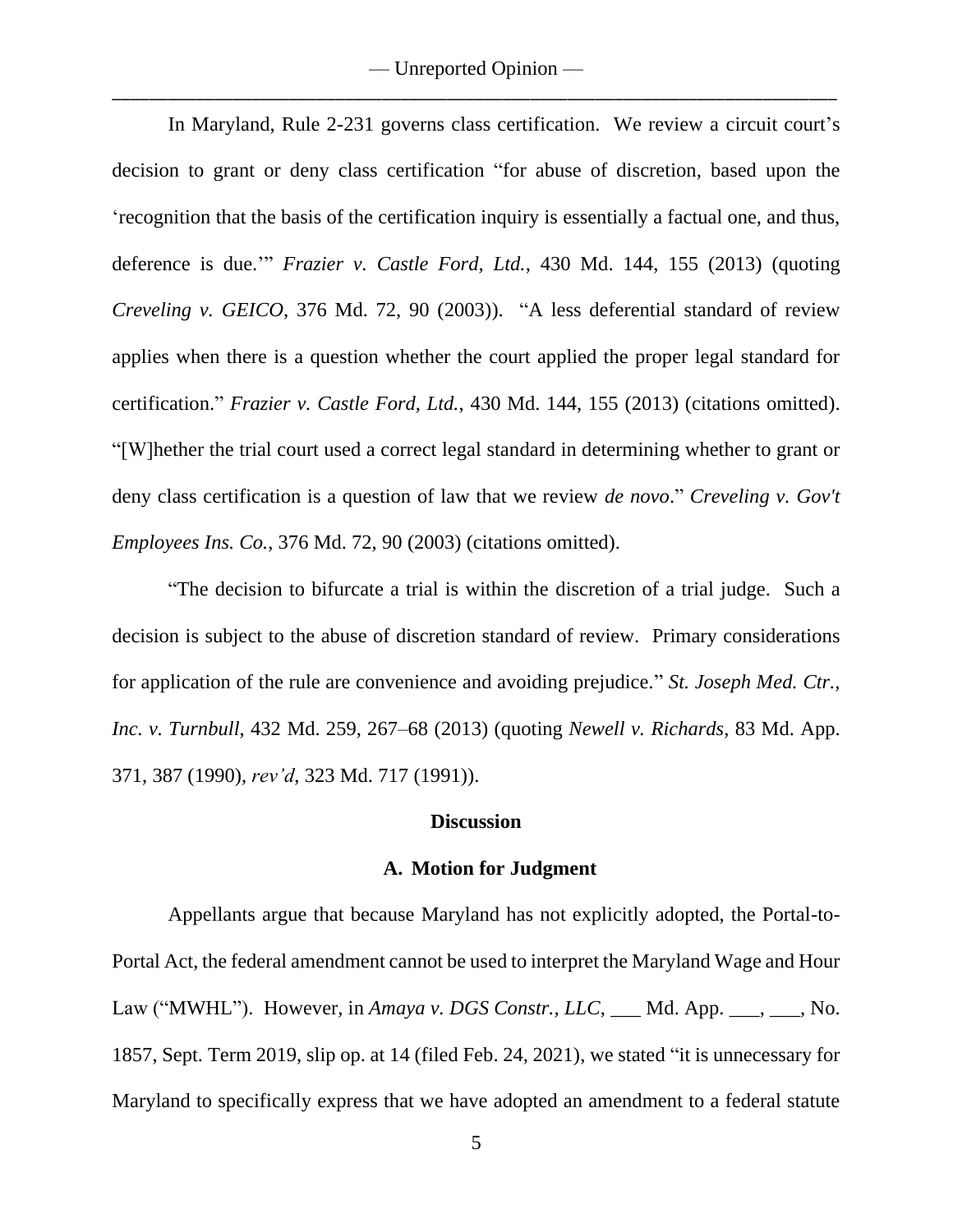In Maryland, Rule 2-231 governs class certification. We review a circuit court's decision to grant or deny class certification "for abuse of discretion, based upon the 'recognition that the basis of the certification inquiry is essentially a factual one, and thus, deference is due.'" *Frazier v. Castle Ford, Ltd.*, 430 Md. 144, 155 (2013) (quoting *Creveling v. GEICO*, 376 Md. 72, 90 (2003)). "A less deferential standard of review applies when there is a question whether the court applied the proper legal standard for certification." *Frazier v. Castle Ford, Ltd.*, 430 Md. 144, 155 (2013) (citations omitted). "[W]hether the trial court used a correct legal standard in determining whether to grant or deny class certification is a question of law that we review *de novo*." *Creveling v. Gov't Employees Ins. Co.*, 376 Md. 72, 90 (2003) (citations omitted).

"The decision to bifurcate a trial is within the discretion of a trial judge. Such a decision is subject to the abuse of discretion standard of review. Primary considerations for application of the rule are convenience and avoiding prejudice." *St. Joseph Med. Ctr., Inc. v. Turnbull*, 432 Md. 259, 267–68 (2013) (quoting *Newell v. Richards*, 83 Md. App. 371, 387 (1990), *rev'd*, 323 Md. 717 (1991)).

## Discussion

### A. Motion for Judgment

Appellants argue that because Maryland has not explicitly adopted, the Portal-to-Portal Act, the federal amendment cannot be used to interpret the Maryland Wage and Hour Law ("MWHL"). However, in *Amaya v. DGS Constr., LLC*, ___ Md. App. ___, ___, No. 1857, Sept. Term 2019, slip op. at 14 (filed Feb. 24, 2021), we stated "it is unnecessary for Maryland to specifically express that we have adopted an amendment to a federal statute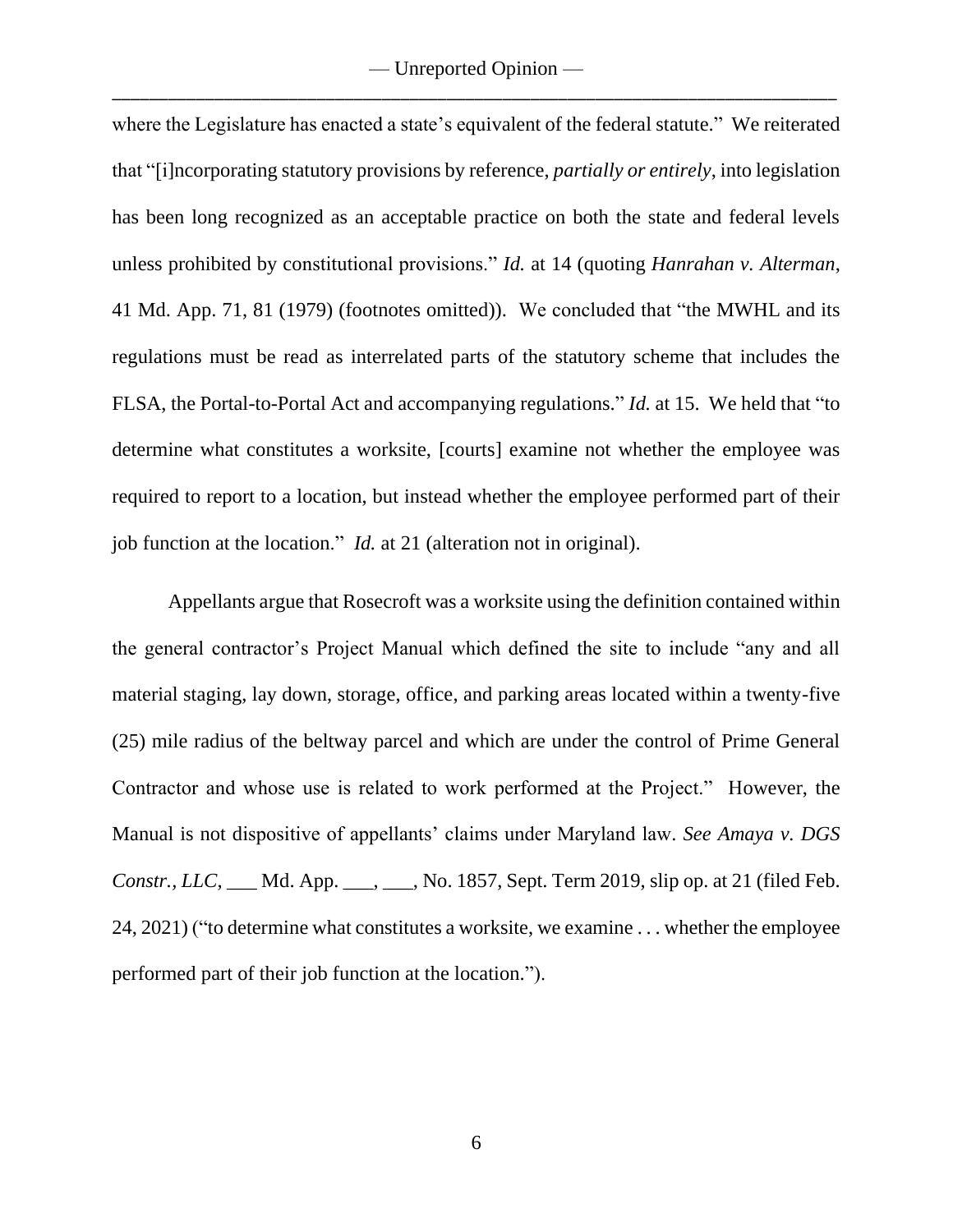where the Legislature has enacted a state's equivalent of the federal statute." We reiterated that "[i]ncorporating statutory provisions by reference, *partially or entirely*, into legislation has been long recognized as an acceptable practice on both the state and federal levels unless prohibited by constitutional provisions." *Id.* at 14 (quoting *Hanrahan v. Alterman*, 41 Md. App. 71, 81 (1979) (footnotes omitted)). We concluded that "the MWHL and its regulations must be read as interrelated parts of the statutory scheme that includes the FLSA, the Portal-to-Portal Act and accompanying regulations." *Id.* at 15. We held that "to determine what constitutes a worksite, [courts] examine not whether the employee was required to report to a location, but instead whether the employee performed part of their job function at the location." *Id.* at 21 (alteration not in original).

Appellants argue that Rosecroft was a worksite using the definition contained within the general contractor's Project Manual which defined the site to include "any and all material staging, lay down, storage, office, and parking areas located within a twenty-five (25) mile radius of the beltway parcel and which are under the control of Prime General Contractor and whose use is related to work performed at the Project." However, the Manual is not dispositive of appellants' claims under Maryland law. *See Amaya v. DGS Constr., LLC*, ___ Md. App. ___, ___, No. 1857, Sept. Term 2019, slip op. at 21 (filed Feb. 24, 2021) ("to determine what constitutes a worksite, we examine . . . whether the employee performed part of their job function at the location.").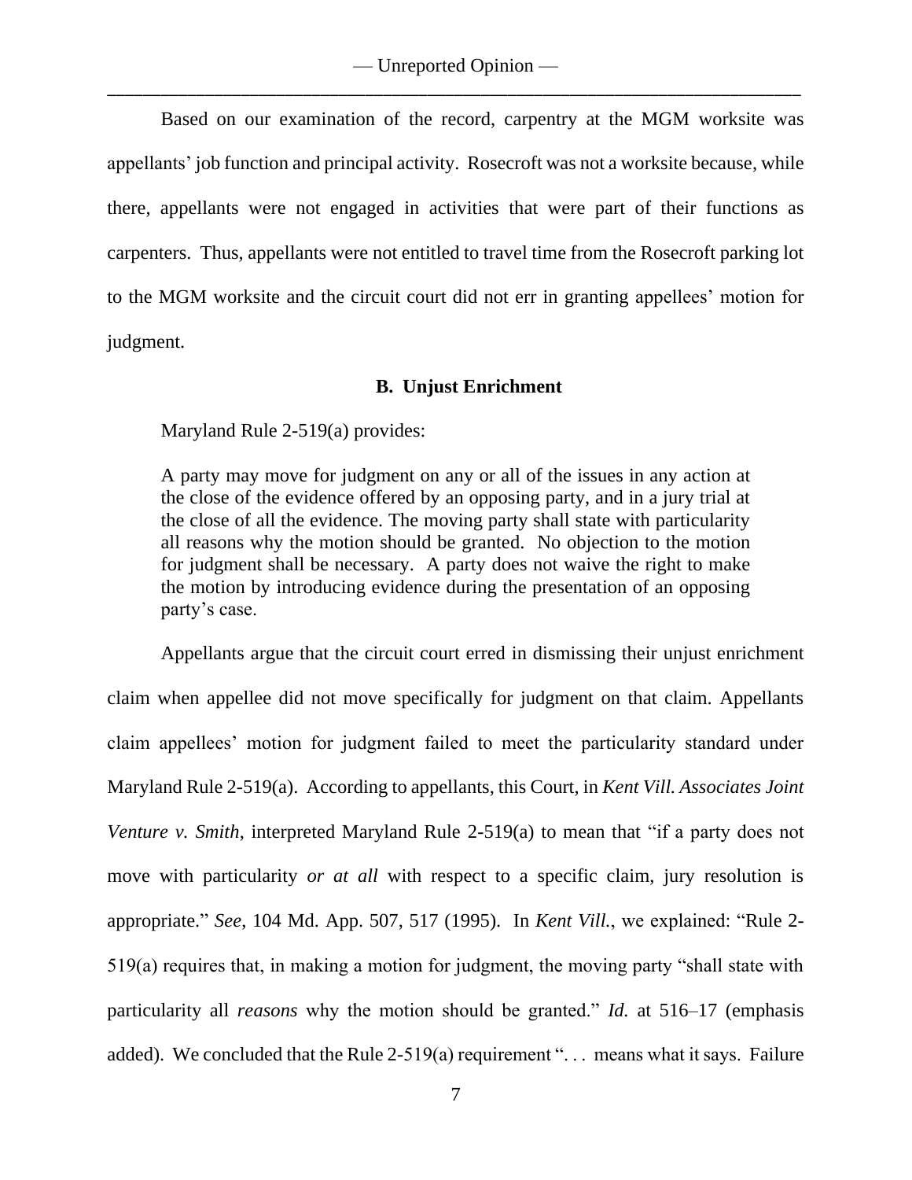Based on our examination of the record, carpentry at the MGM worksite was appellants' job function and principal activity. Rosecroft was not a worksite because, while there, appellants were not engaged in activities that were part of their functions as carpenters. Thus, appellants were not entitled to travel time from the Rosecroft parking lot to the MGM worksite and the circuit court did not err in granting appellees' motion for judgment.

### B. Unjust Enrichment

Maryland Rule 2-519(a) provides:

> A party may move for judgment on any or all of the issues in any action at the close of the evidence offered by an opposing party, and in a jury trial at the close of all the evidence. The moving party shall state with particularity all reasons why the motion should be granted. No objection to the motion for judgment shall be necessary. A party does not waive the right to make the motion by introducing evidence during the presentation of an opposing party's case.

Appellants argue that the circuit court erred in dismissing their unjust enrichment claim when appellee did not move specifically for judgment on that claim. Appellants claim appellees' motion for judgment failed to meet the particularity standard under Maryland Rule 2-519(a). According to appellants, this Court, in *Kent Vill. Associates Joint Venture v. Smith*, interpreted Maryland Rule 2-519(a) to mean that "if a party does not move with particularity *or at all* with respect to a specific claim, jury resolution is appropriate." *See*, 104 Md. App. 507, 517 (1995). In *Kent Vill.*, we explained: "Rule 2-519(a) requires that, in making a motion for judgment, the moving party "shall state with particularity all *reasons* why the motion should be granted." *Id.* at 516–17 (emphasis added). We concluded that the Rule 2-519(a) requirement ". . . means what it says. Failure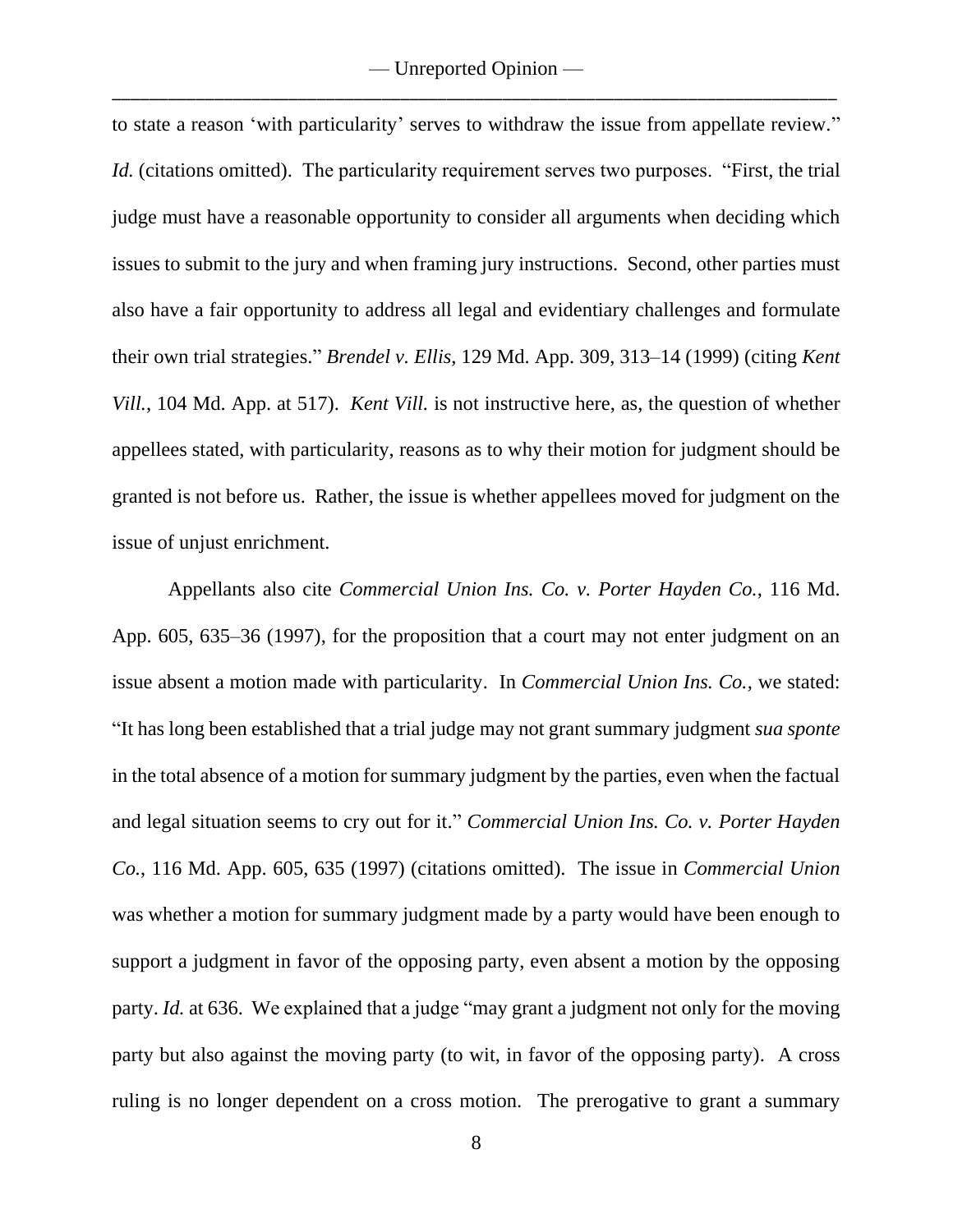to state a reason 'with particularity' serves to withdraw the issue from appellate review." *Id.* (citations omitted). The particularity requirement serves two purposes. "First, the trial judge must have a reasonable opportunity to consider all arguments when deciding which issues to submit to the jury and when framing jury instructions. Second, other parties must also have a fair opportunity to address all legal and evidentiary challenges and formulate their own trial strategies." *Brendel v. Ellis*, 129 Md. App. 309, 313–14 (1999) (citing *Kent Vill.*, 104 Md. App. at 517). *Kent Vill.* is not instructive here, as, the question of whether appellees stated, with particularity, reasons as to why their motion for judgment should be granted is not before us. Rather, the issue is whether appellees moved for judgment on the issue of unjust enrichment.

Appellants also cite *Commercial Union Ins. Co. v. Porter Hayden Co.*, 116 Md. App. 605, 635–36 (1997), for the proposition that a court may not enter judgment on an issue absent a motion made with particularity. In *Commercial Union Ins. Co.*, we stated: "It has long been established that a trial judge may not grant summary judgment *sua sponte* in the total absence of a motion for summary judgment by the parties, even when the factual and legal situation seems to cry out for it." *Commercial Union Ins. Co. v. Porter Hayden Co.*, 116 Md. App. 605, 635 (1997) (citations omitted). The issue in *Commercial Union* was whether a motion for summary judgment made by a party would have been enough to support a judgment in favor of the opposing party, even absent a motion by the opposing party. *Id.* at 636. We explained that a judge "may grant a judgment not only for the moving party but also against the moving party (to wit, in favor of the opposing party). A cross ruling is no longer dependent on a cross motion. The prerogative to grant a summary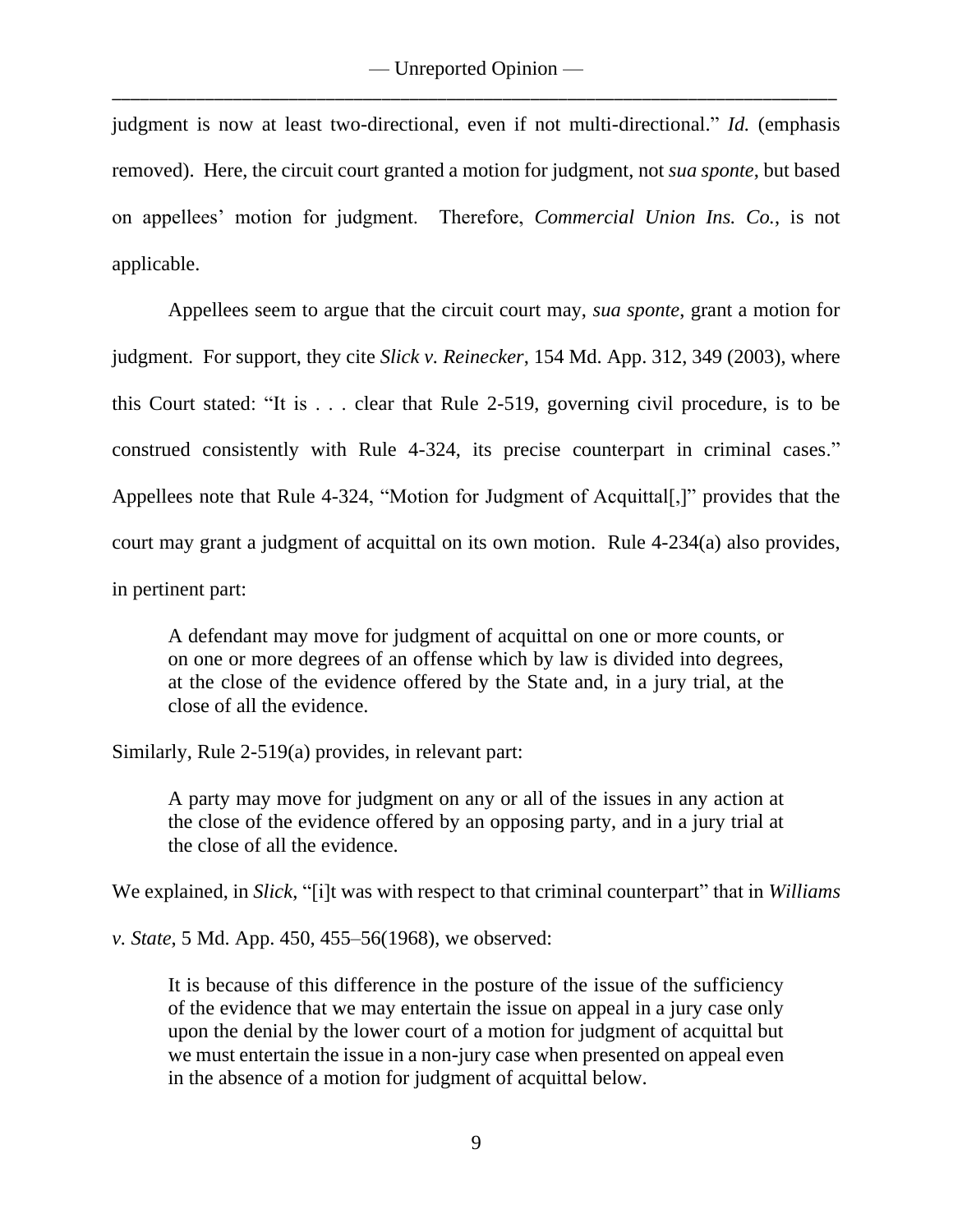judgment is now at least two-directional, even if not multi-directional." *Id.* (emphasis removed). Here, the circuit court granted a motion for judgment, not *sua sponte*, but based on appellees' motion for judgment. Therefore, *Commercial Union Ins. Co.*, is not applicable.

Appellees seem to argue that the circuit court may, *sua sponte*, grant a motion for judgment. For support, they cite *Slick v. Reinecker*, 154 Md. App. 312, 349 (2003), where this Court stated: "It is . . . clear that Rule 2-519, governing civil procedure, is to be construed consistently with Rule 4-324, its precise counterpart in criminal cases." Appellees note that Rule 4-324, "Motion for Judgment of Acquittal[,]" provides that the court may grant a judgment of acquittal on its own motion. Rule 4-234(a) also provides, in pertinent part:

> A defendant may move for judgment of acquittal on one or more counts, or on one or more degrees of an offense which by law is divided into degrees, at the close of the evidence offered by the State and, in a jury trial, at the close of all the evidence.

Similarly, Rule 2-519(a) provides, in relevant part:

> A party may move for judgment on any or all of the issues in any action at the close of the evidence offered by an opposing party, and in a jury trial at the close of all the evidence.

We explained, in *Slick*, "[i]t was with respect to that criminal counterpart" that in *Williams v. State*, 5 Md. App. 450, 455–56(1968), we observed:

> It is because of this difference in the posture of the issue of the sufficiency of the evidence that we may entertain the issue on appeal in a jury case only upon the denial by the lower court of a motion for judgment of acquittal but we must entertain the issue in a non-jury case when presented on appeal even in the absence of a motion for judgment of acquittal below.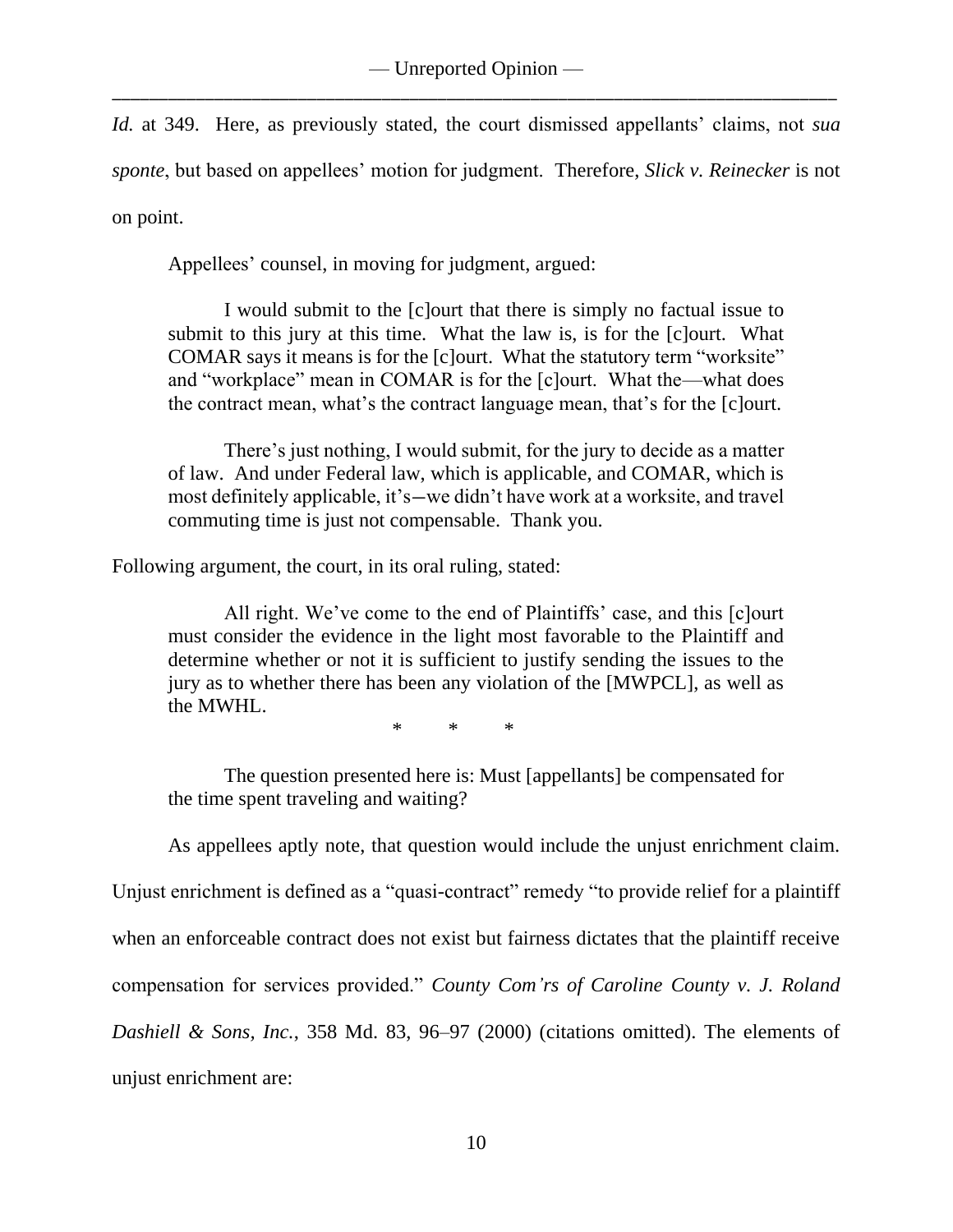*Id.* at 349. Here, as previously stated, the court dismissed appellants' claims, not *sua sponte*, but based on appellees' motion for judgment. Therefore, *Slick v. Reinecker* is not on point.

Appellees' counsel, in moving for judgment, argued:

> I would submit to the [c]ourt that there is simply no factual issue to submit to this jury at this time. What the law is, is for the [c]ourt. What COMAR says it means is for the [c]ourt. What the statutory term "worksite" and "workplace" mean in COMAR is for the [c]ourt. What the—what does the contract mean, what's the contract language mean, that's for the [c]ourt.
>
> There's just nothing, I would submit, for the jury to decide as a matter of law. And under Federal law, which is applicable, and COMAR, which is most definitely applicable, it's—we didn't have work at a worksite, and travel commuting time is just not compensable. Thank you.

Following argument, the court, in its oral ruling, stated:

> All right. We've come to the end of Plaintiffs' case, and this [c]ourt must consider the evidence in the light most favorable to the Plaintiff and determine whether or not it is sufficient to justify sending the issues to the jury as to whether there has been any violation of the [MWPCL], as well as the MWHL.
>
> \* \* \*
>
> The question presented here is: Must [appellants] be compensated for the time spent traveling and waiting?

As appellees aptly note, that question would include the unjust enrichment claim. Unjust enrichment is defined as a "quasi-contract" remedy "to provide relief for a plaintiff when an enforceable contract does not exist but fairness dictates that the plaintiff receive compensation for services provided." *County Com'rs of Caroline County v. J. Roland Dashiell & Sons, Inc.*, 358 Md. 83, 96–97 (2000) (citations omitted). The elements of unjust enrichment are: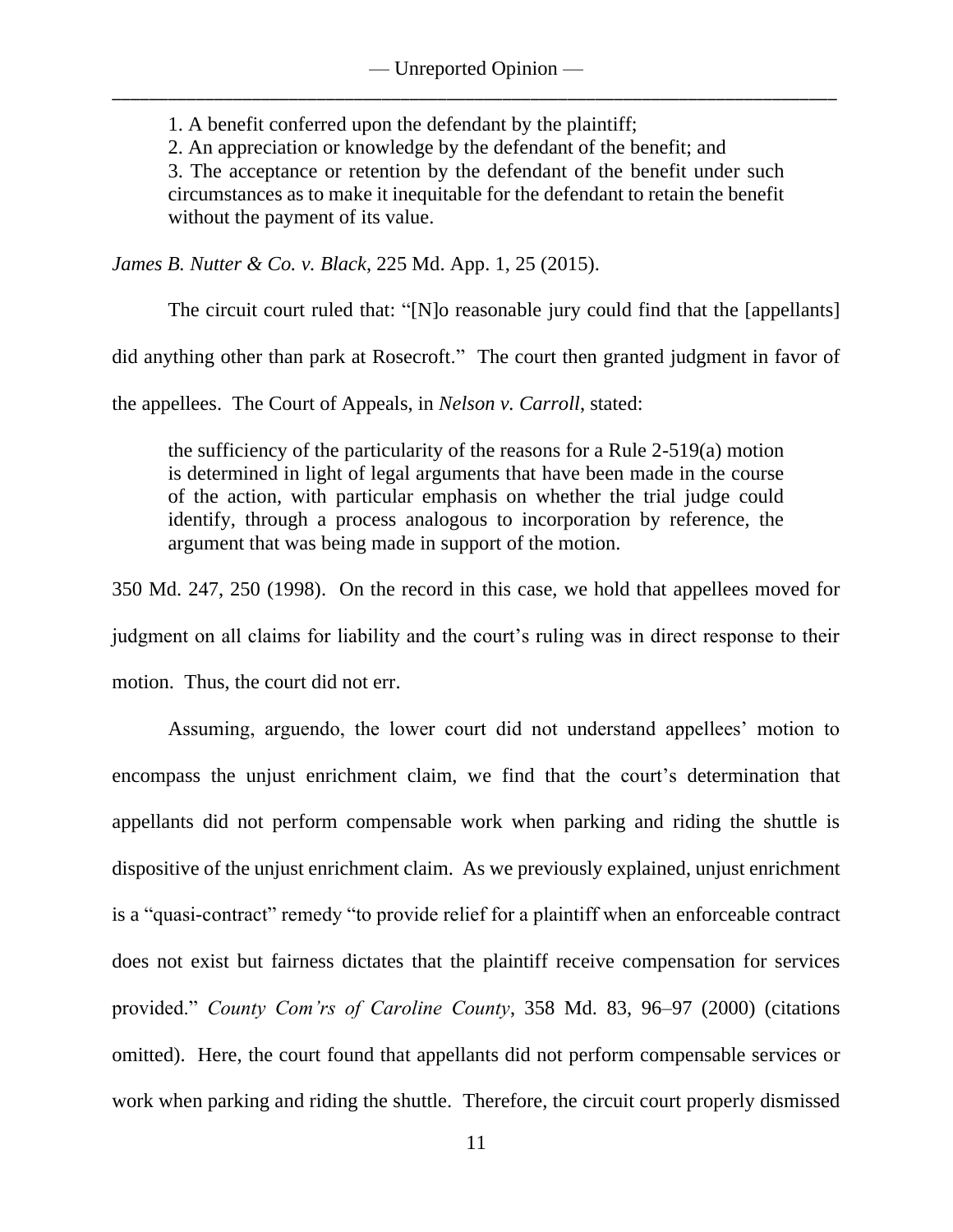> 1. A benefit conferred upon the defendant by the plaintiff;
> 2. An appreciation or knowledge by the defendant of the benefit; and
> 3. The acceptance or retention by the defendant of the benefit under such circumstances as to make it inequitable for the defendant to retain the benefit without the payment of its value.

*James B. Nutter & Co. v. Black*, 225 Md. App. 1, 25 (2015).

The circuit court ruled that: "[N]o reasonable jury could find that the [appellants] did anything other than park at Rosecroft." The court then granted judgment in favor of the appellees. The Court of Appeals, in *Nelson v. Carroll*, stated:

> the sufficiency of the particularity of the reasons for a Rule 2-519(a) motion is determined in light of legal arguments that have been made in the course of the action, with particular emphasis on whether the trial judge could identify, through a process analogous to incorporation by reference, the argument that was being made in support of the motion.

350 Md. 247, 250 (1998). On the record in this case, we hold that appellees moved for judgment on all claims for liability and the court's ruling was in direct response to their motion. Thus, the court did not err.

Assuming, arguendo, the lower court did not understand appellees' motion to encompass the unjust enrichment claim, we find that the court's determination that appellants did not perform compensable work when parking and riding the shuttle is dispositive of the unjust enrichment claim. As we previously explained, unjust enrichment is a "quasi-contract" remedy "to provide relief for a plaintiff when an enforceable contract does not exist but fairness dictates that the plaintiff receive compensation for services provided." *County Com'rs of Caroline County*, 358 Md. 83, 96–97 (2000) (citations omitted). Here, the court found that appellants did not perform compensable services or work when parking and riding the shuttle. Therefore, the circuit court properly dismissed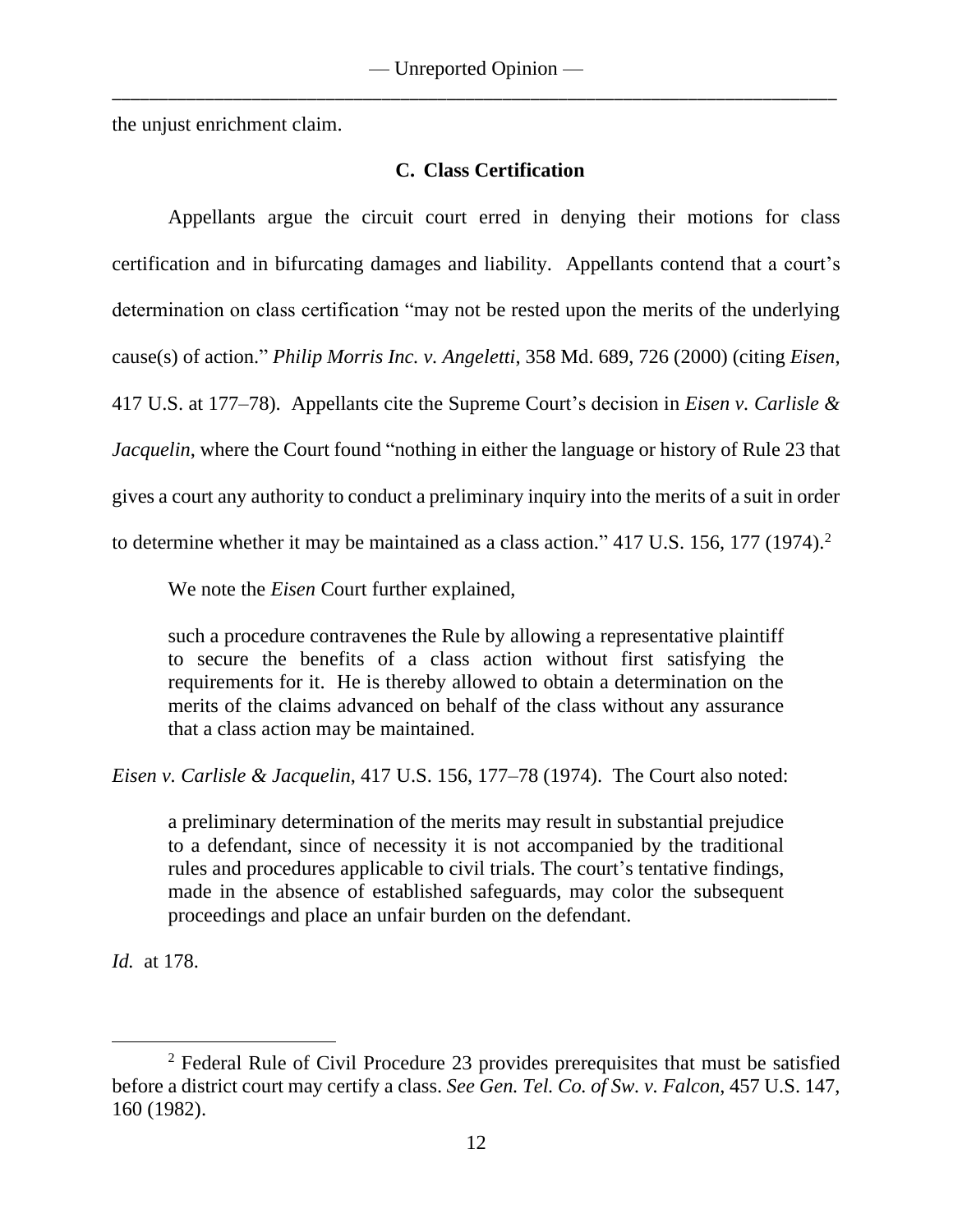the unjust enrichment claim.

### C. Class Certification

Appellants argue the circuit court erred in denying their motions for class certification and in bifurcating damages and liability. Appellants contend that a court's determination on class certification "may not be rested upon the merits of the underlying cause(s) of action." *Philip Morris Inc. v. Angeletti*, 358 Md. 689, 726 (2000) (citing *Eisen*, 417 U.S. at 177–78). Appellants cite the Supreme Court's decision in *Eisen v. Carlisle & Jacquelin*, where the Court found "nothing in either the language or history of Rule 23 that gives a court any authority to conduct a preliminary inquiry into the merits of a suit in order to determine whether it may be maintained as a class action." 417 U.S. 156, 177 (1974).[2]

We note the *Eisen* Court further explained,

> such a procedure contravenes the Rule by allowing a representative plaintiff to secure the benefits of a class action without first satisfying the requirements for it. He is thereby allowed to obtain a determination on the merits of the claims advanced on behalf of the class without any assurance that a class action may be maintained.

*Eisen v. Carlisle & Jacquelin*, 417 U.S. 156, 177–78 (1974). The Court also noted:

> a preliminary determination of the merits may result in substantial prejudice to a defendant, since of necessity it is not accompanied by the traditional rules and procedures applicable to civil trials. The court's tentative findings, made in the absence of established safeguards, may color the subsequent proceedings and place an unfair burden on the defendant.

*Id.* at 178.

---

[2] Federal Rule of Civil Procedure 23 provides prerequisites that must be satisfied before a district court may certify a class. *See Gen. Tel. Co. of Sw. v. Falcon*, 457 U.S. 147, 160 (1982).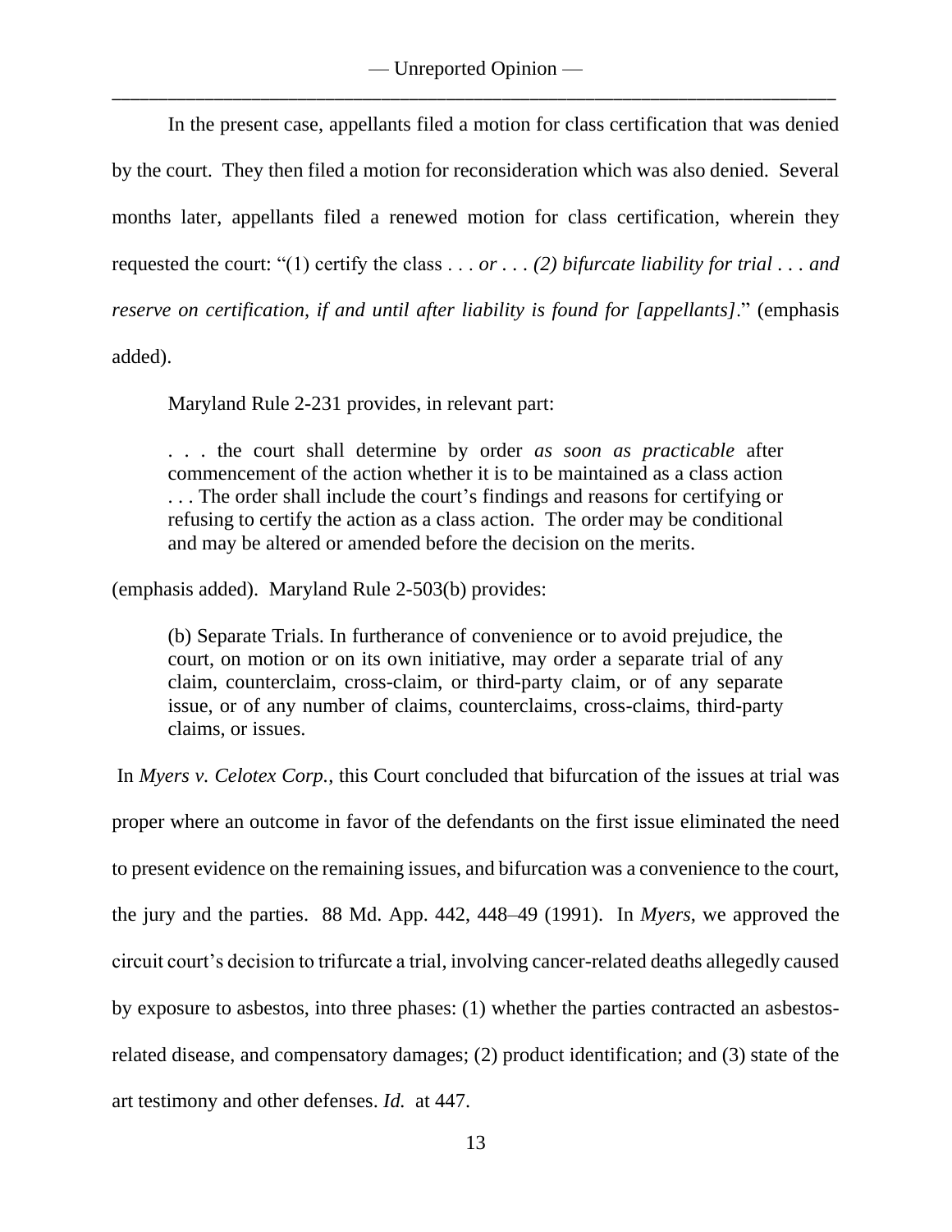In the present case, appellants filed a motion for class certification that was denied by the court. They then filed a motion for reconsideration which was also denied. Several months later, appellants filed a renewed motion for class certification, wherein they requested the court: "(1) certify the class . . . *or . . . (2) bifurcate liability for trial . . . and reserve on certification, if and until after liability is found for [appellants]*." (emphasis added).

Maryland Rule 2-231 provides, in relevant part:

> . . . the court shall determine by order *as soon as practicable* after commencement of the action whether it is to be maintained as a class action . . . The order shall include the court's findings and reasons for certifying or refusing to certify the action as a class action. The order may be conditional and may be altered or amended before the decision on the merits.

(emphasis added). Maryland Rule 2-503(b) provides:

> (b) Separate Trials. In furtherance of convenience or to avoid prejudice, the court, on motion or on its own initiative, may order a separate trial of any claim, counterclaim, cross-claim, or third-party claim, or of any separate issue, or of any number of claims, counterclaims, cross-claims, third-party claims, or issues.

In *Myers v. Celotex Corp.*, this Court concluded that bifurcation of the issues at trial was proper where an outcome in favor of the defendants on the first issue eliminated the need to present evidence on the remaining issues, and bifurcation was a convenience to the court, the jury and the parties. 88 Md. App. 442, 448–49 (1991). In *Myers*, we approved the circuit court's decision to trifurcate a trial, involving cancer-related deaths allegedly caused by exposure to asbestos, into three phases: (1) whether the parties contracted an asbestos-related disease, and compensatory damages; (2) product identification; and (3) state of the art testimony and other defenses. *Id.* at 447.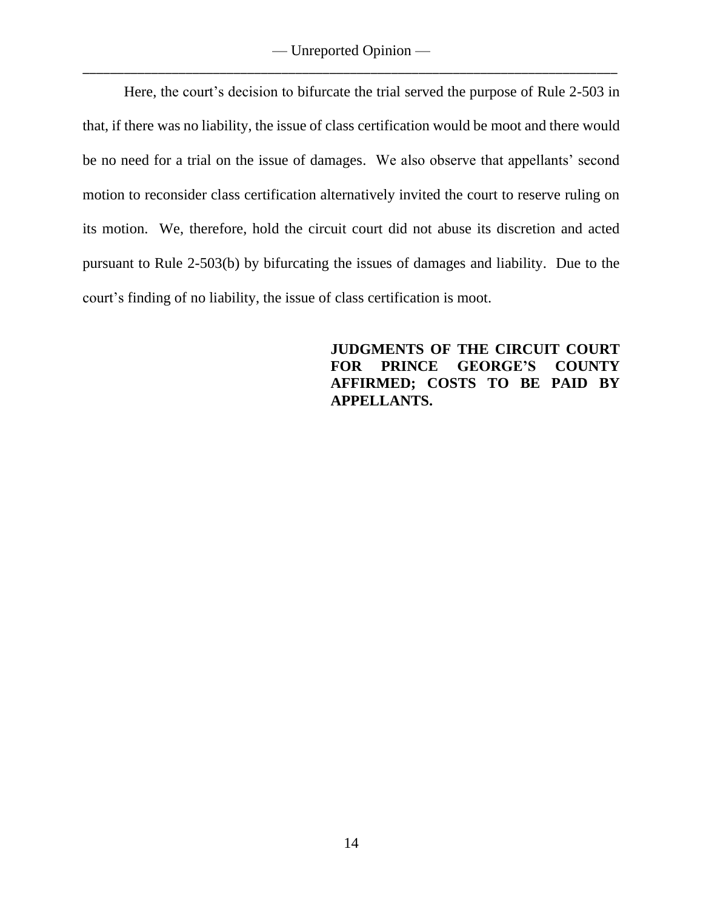Here, the court's decision to bifurcate the trial served the purpose of Rule 2-503 in that, if there was no liability, the issue of class certification would be moot and there would be no need for a trial on the issue of damages. We also observe that appellants' second motion to reconsider class certification alternatively invited the court to reserve ruling on its motion. We, therefore, hold the circuit court did not abuse its discretion and acted pursuant to Rule 2-503(b) by bifurcating the issues of damages and liability. Due to the court's finding of no liability, the issue of class certification is moot.

**JUDGMENTS OF THE CIRCUIT COURT FOR PRINCE GEORGE'S COUNTY AFFIRMED; COSTS TO BE PAID BY APPELLANTS.**